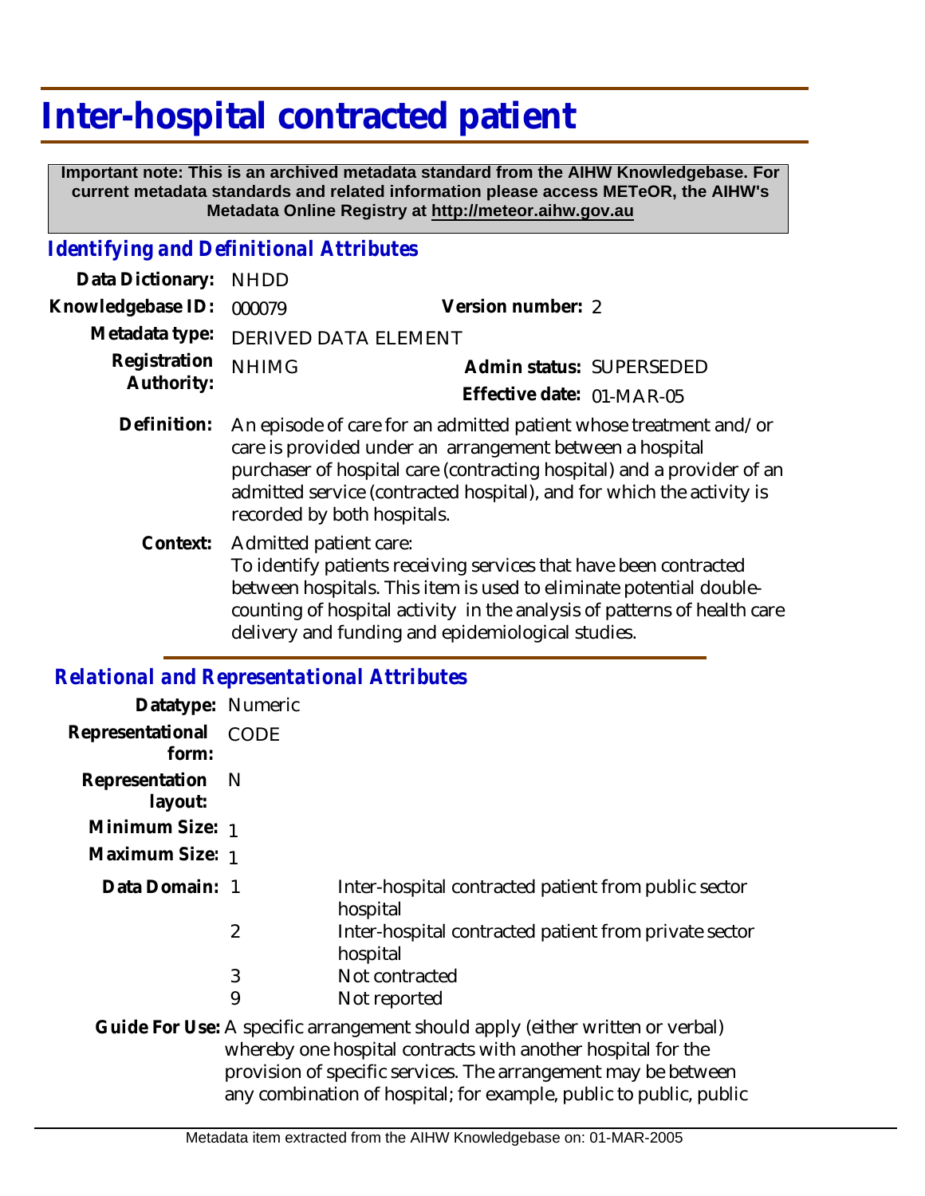# Inter-hospital contracted patient

**Important note: This is an archived metadata standard from the AIHW Knowledgebase. For current metadata standards and related information please access METeOR, the AIHW's Metadata Online Registry at http://meteor.aihw.gov.au**

## *Identifying and Definitional Attributes*

**Data Dictionary:** NHDD

**Knowledgebase ID:** 000079 **Version number:** 2

**Metadata type:** DERIVED DATA ELEMENT

**Registration Authority:** NHIMG **Admin status:** SUPERSEDED

**Effective date:** 01-MAR-05

**Definition:** An episode of care for an admitted patient whose treatment and/or care is provided under an arrangement between a hospital purchaser of hospital care (contracting hospital) and a provider of an admitted service (contracted hospital), and for which the activity is recorded by both hospitals.

**Context:** Admitted patient care:
To identify patients receiving services that have been contracted between hospitals. This item is used to eliminate potential double-counting of hospital activity in the analysis of patterns of health care delivery and funding and epidemiological studies.

## *Relational and Representational Attributes*

**Datatype:** Numeric

**Representational form:** CODE

**Representation layout:** N

**Minimum Size:** 1

**Maximum Size:** 1

**Data Domain:**

| Code | Description |
|---|---|
| 1 | Inter-hospital contracted patient from public sector hospital |
| 2 | Inter-hospital contracted patient from private sector hospital |
| 3 | Not contracted |
| 9 | Not reported |

**Guide For Use:** A specific arrangement should apply (either written or verbal) whereby one hospital contracts with another hospital for the provision of specific services. The arrangement may be between any combination of hospital; for example, public to public, public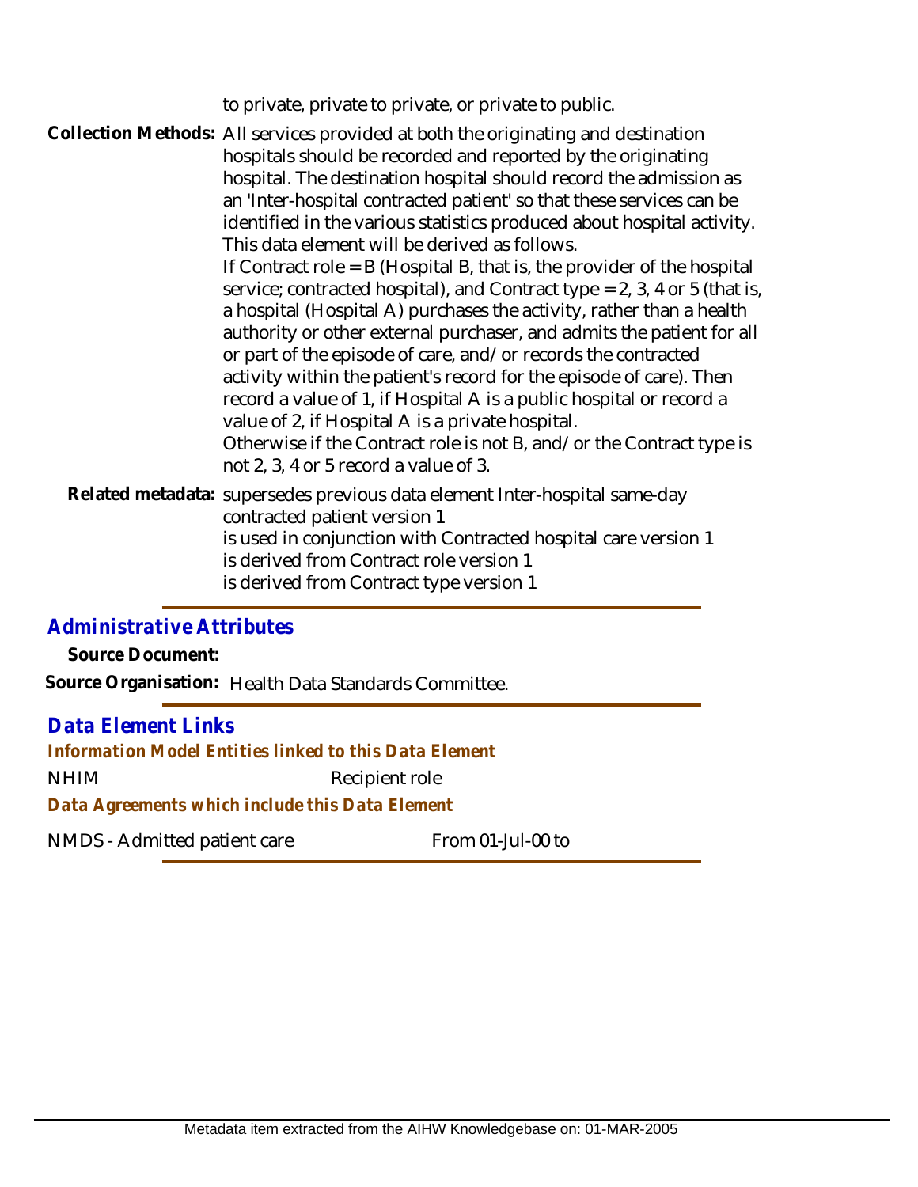to private, private to private, or private to public.

**Collection Methods:** All services provided at both the originating and destination hospitals should be recorded and reported by the originating hospital. The destination hospital should record the admission as an 'Inter-hospital contracted patient' so that these services can be identified in the various statistics produced about hospital activity. This data element will be derived as follows.

If Contract role = B (Hospital B, that is, the provider of the hospital service; contracted hospital), and Contract type = 2, 3, 4 or 5 (that is, a hospital (Hospital A) purchases the activity, rather than a health authority or other external purchaser, and admits the patient for all or part of the episode of care, and/or records the contracted activity within the patient's record for the episode of care). Then record a value of 1, if Hospital A is a public hospital or record a value of 2, if Hospital A is a private hospital.

Otherwise if the Contract role is not B, and/or the Contract type is not 2, 3, 4 or 5 record a value of 3.

**Related metadata:** supersedes previous data element Inter-hospital same-day contracted patient version 1
is used in conjunction with Contracted hospital care version 1
is derived from Contract role version 1
is derived from Contract type version 1

## Administrative Attributes

**Source Document:**

**Source Organisation:** Health Data Standards Committee.

## Data Element Links

### Information Model Entities linked to this Data Element

| | |
|---|---|
| NHIM | Recipient role |

### Data Agreements which include this Data Element

| | |
|---|---|
| NMDS - Admitted patient care | From 01-Jul-00 to |